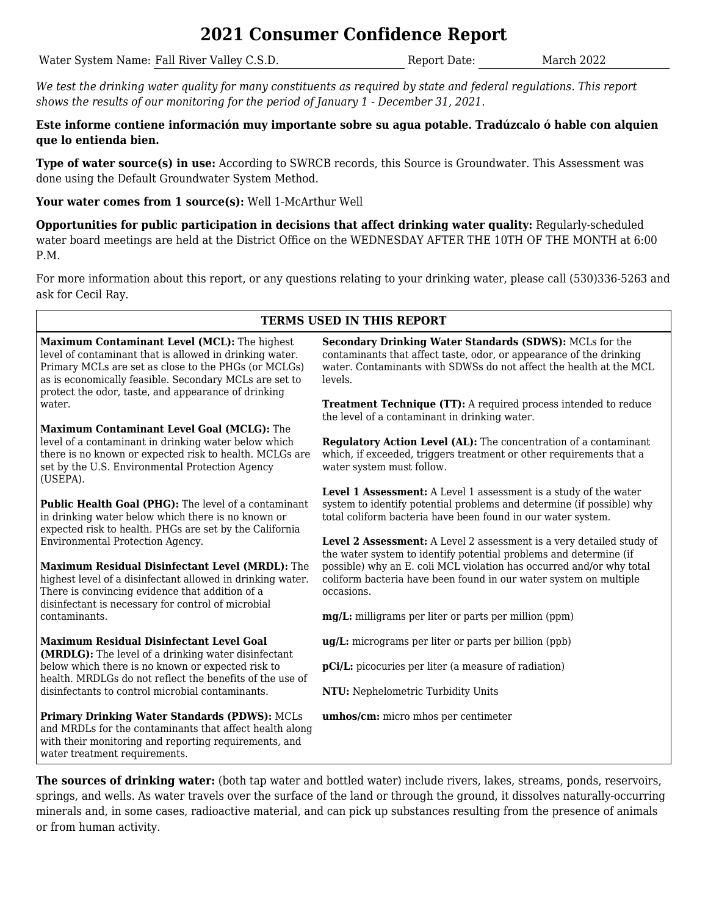# 2021 Consumer Confidence Report

Water System Name: Fall River Valley C.S.D. Report Date: March 2022

*We test the drinking water quality for many constituents as required by state and federal regulations. This report shows the results of our monitoring for the period of January 1 - December 31, 2021.*

**Este informe contiene información muy importante sobre su agua potable. Tradúzcalo ó hable con alquien que lo entienda bien.**

**Type of water source(s) in use:** According to SWRCB records, this Source is Groundwater. This Assessment was done using the Default Groundwater System Method.

**Your water comes from 1 source(s):** Well 1-McArthur Well

**Opportunities for public participation in decisions that affect drinking water quality:** Regularly-scheduled water board meetings are held at the District Office on the WEDNESDAY AFTER THE 10TH OF THE MONTH at 6:00 P.M.

For more information about this report, or any questions relating to your drinking water, please call (530)336-5263 and ask for Cecil Ray.

## TERMS USED IN THIS REPORT

**Maximum Contaminant Level (MCL):** The highest level of contaminant that is allowed in drinking water. Primary MCLs are set as close to the PHGs (or MCLGs) as is economically feasible. Secondary MCLs are set to protect the odor, taste, and appearance of drinking water.

**Maximum Contaminant Level Goal (MCLG):** The level of a contaminant in drinking water below which there is no known or expected risk to health. MCLGs are set by the U.S. Environmental Protection Agency (USEPA).

**Public Health Goal (PHG):** The level of a contaminant in drinking water below which there is no known or expected risk to health. PHGs are set by the California Environmental Protection Agency.

**Maximum Residual Disinfectant Level (MRDL):** The highest level of a disinfectant allowed in drinking water. There is convincing evidence that addition of a disinfectant is necessary for control of microbial contaminants.

**Maximum Residual Disinfectant Level Goal (MRDLG):** The level of a drinking water disinfectant below which there is no known or expected risk to health. MRDLGs do not reflect the benefits of the use of disinfectants to control microbial contaminants.

**Primary Drinking Water Standards (PDWS):** MCLs and MRDLs for the contaminants that affect health along with their monitoring and reporting requirements, and water treatment requirements.

**Secondary Drinking Water Standards (SDWS):** MCLs for the contaminants that affect taste, odor, or appearance of the drinking water. Contaminants with SDWSs do not affect the health at the MCL levels.

**Treatment Technique (TT):** A required process intended to reduce the level of a contaminant in drinking water.

**Regulatory Action Level (AL):** The concentration of a contaminant which, if exceeded, triggers treatment or other requirements that a water system must follow.

**Level 1 Assessment:** A Level 1 assessment is a study of the water system to identify potential problems and determine (if possible) why total coliform bacteria have been found in our water system.

**Level 2 Assessment:** A Level 2 assessment is a very detailed study of the water system to identify potential problems and determine (if possible) why an E. coli MCL violation has occurred and/or why total coliform bacteria have been found in our water system on multiple occasions.

**mg/L:** milligrams per liter or parts per million (ppm)

**ug/L:** micrograms per liter or parts per billion (ppb)

**pCi/L:** picocuries per liter (a measure of radiation)

**NTU:** Nephelometric Turbidity Units

**umhos/cm:** micro mhos per centimeter

**The sources of drinking water:** (both tap water and bottled water) include rivers, lakes, streams, ponds, reservoirs, springs, and wells. As water travels over the surface of the land or through the ground, it dissolves naturally-occurring minerals and, in some cases, radioactive material, and can pick up substances resulting from the presence of animals or from human activity.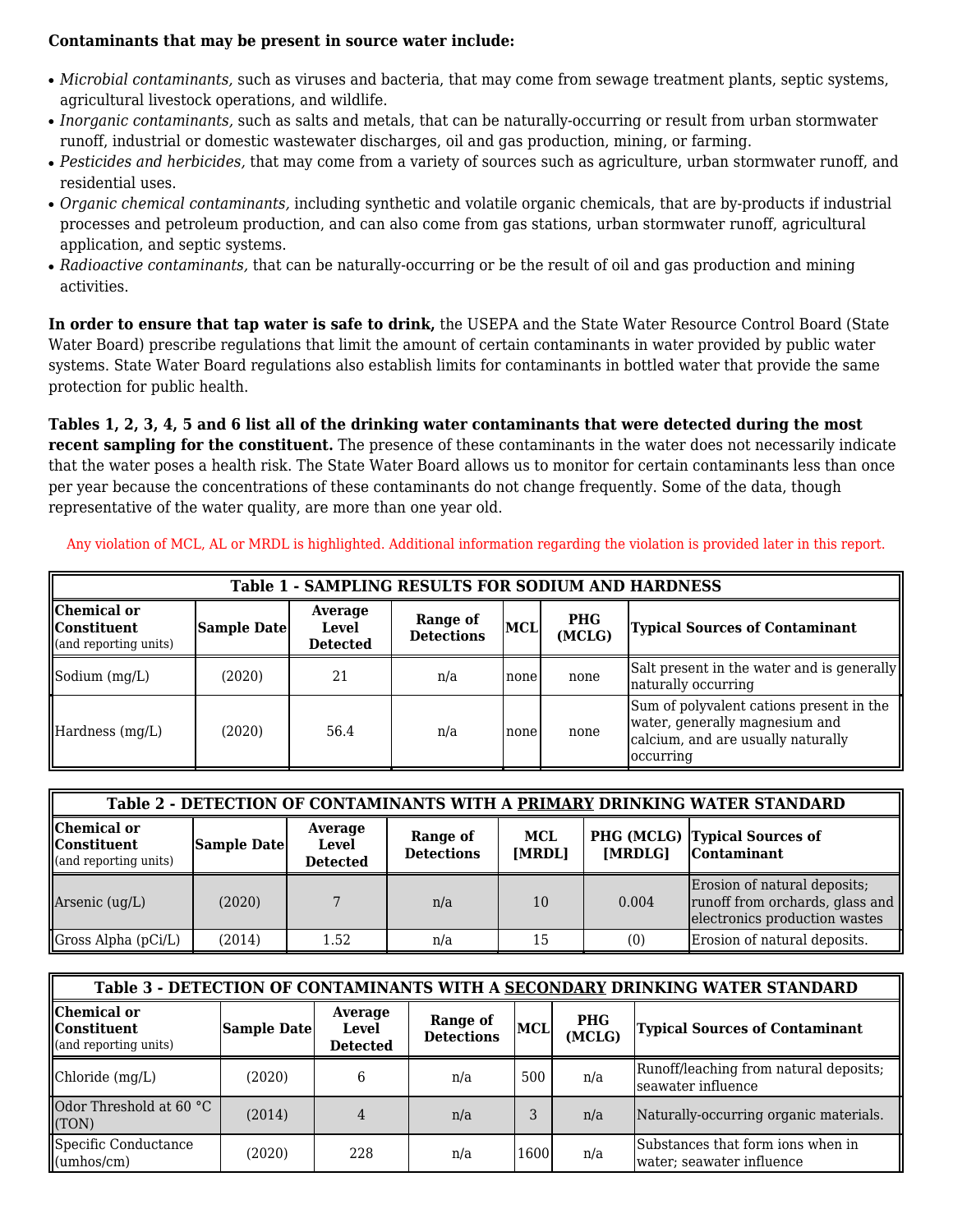**Contaminants that may be present in source water include:**

- *Microbial contaminants,* such as viruses and bacteria, that may come from sewage treatment plants, septic systems, agricultural livestock operations, and wildlife.
- *Inorganic contaminants,* such as salts and metals, that can be naturally-occurring or result from urban stormwater runoff, industrial or domestic wastewater discharges, oil and gas production, mining, or farming.
- *Pesticides and herbicides,* that may come from a variety of sources such as agriculture, urban stormwater runoff, and residential uses.
- *Organic chemical contaminants,* including synthetic and volatile organic chemicals, that are by-products if industrial processes and petroleum production, and can also come from gas stations, urban stormwater runoff, agricultural application, and septic systems.
- *Radioactive contaminants,* that can be naturally-occurring or be the result of oil and gas production and mining activities.

**In order to ensure that tap water is safe to drink,** the USEPA and the State Water Resource Control Board (State Water Board) prescribe regulations that limit the amount of certain contaminants in water provided by public water systems. State Water Board regulations also establish limits for contaminants in bottled water that provide the same protection for public health.

**Tables 1, 2, 3, 4, 5 and 6 list all of the drinking water contaminants that were detected during the most recent sampling for the constituent.** The presence of these contaminants in the water does not necessarily indicate that the water poses a health risk. The State Water Board allows us to monitor for certain contaminants less than once per year because the concentrations of these contaminants do not change frequently. Some of the data, though representative of the water quality, are more than one year old.

Any violation of MCL, AL or MRDL is highlighted. Additional information regarding the violation is provided later in this report.

| Table 1 - SAMPLING RESULTS FOR SODIUM AND HARDNESS | | | | | | |
|---|---|---|---|---|---|---|
| **Chemical or Constituent** (and reporting units) | **Sample Date** | **Average Level Detected** | **Range of Detections** | **MCL** | **PHG (MCLG)** | **Typical Sources of Contaminant** |
| Sodium (mg/L) | (2020) | 21 | n/a | none | none | Salt present in the water and is generally naturally occurring |
| Hardness (mg/L) | (2020) | 56.4 | n/a | none | none | Sum of polyvalent cations present in the water, generally magnesium and calcium, and are usually naturally occurring |

| Table 2 - DETECTION OF CONTAMINANTS WITH A PRIMARY DRINKING WATER STANDARD | | | | | | |
|---|---|---|---|---|---|---|
| **Chemical or Constituent** (and reporting units) | **Sample Date** | **Average Level Detected** | **Range of Detections** | **MCL [MRDL]** | **PHG (MCLG) [MRDLG]** | **Typical Sources of Contaminant** |
| Arsenic (ug/L) | (2020) | 7 | n/a | 10 | 0.004 | Erosion of natural deposits; runoff from orchards, glass and electronics production wastes |
| Gross Alpha (pCi/L) | (2014) | 1.52 | n/a | 15 | (0) | Erosion of natural deposits. |

| Table 3 - DETECTION OF CONTAMINANTS WITH A SECONDARY DRINKING WATER STANDARD | | | | | | |
|---|---|---|---|---|---|---|
| **Chemical or Constituent** (and reporting units) | **Sample Date** | **Average Level Detected** | **Range of Detections** | **MCL** | **PHG (MCLG)** | **Typical Sources of Contaminant** |
| Chloride (mg/L) | (2020) | 6 | n/a | 500 | n/a | Runoff/leaching from natural deposits; seawater influence |
| Odor Threshold at 60 °C (TON) | (2014) | 4 | n/a | 3 | n/a | Naturally-occurring organic materials. |
| Specific Conductance (umhos/cm) | (2020) | 228 | n/a | 1600 | n/a | Substances that form ions when in water; seawater influence |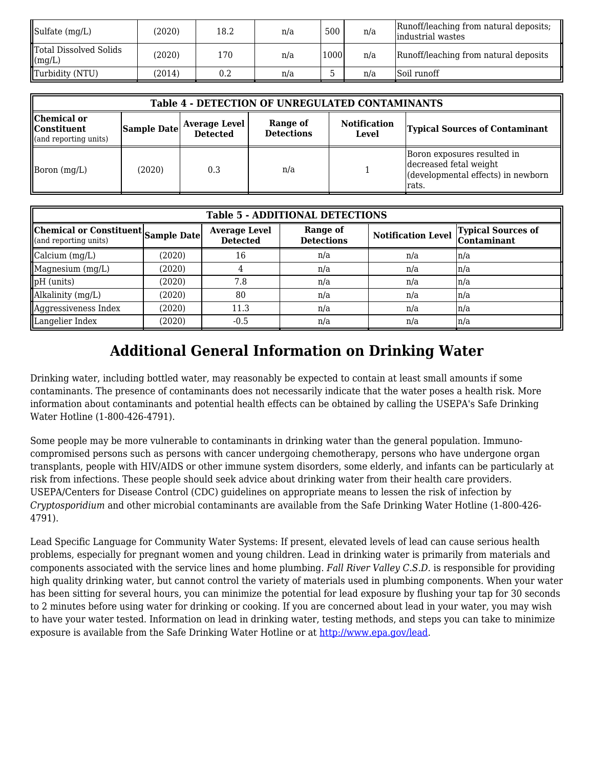| Sulfate (mg/L) | (2020) | 18.2 | n/a | 500 | n/a | Runoff/leaching from natural deposits; industrial wastes |
|---|---|---|---|---|---|---|
| Total Dissolved Solids (mg/L) | (2020) | 170 | n/a | 1000 | n/a | Runoff/leaching from natural deposits |
| Turbidity (NTU) | (2014) | 0.2 | n/a | 5 | n/a | Soil runoff |

| Table 4 - DETECTION OF UNREGULATED CONTAMINANTS | | | | | |
|---|---|---|---|---|---|
| **Chemical or Constituent** (and reporting units) | **Sample Date** | **Average Level Detected** | **Range of Detections** | **Notification Level** | **Typical Sources of Contaminant** |
| Boron (mg/L) | (2020) | 0.3 | n/a | 1 | Boron exposures resulted in decreased fetal weight (developmental effects) in newborn rats. |

| Table 5 - ADDITIONAL DETECTIONS | | | | | |
|---|---|---|---|---|---|
| **Chemical or Constituent** (and reporting units) | **Sample Date** | **Average Level Detected** | **Range of Detections** | **Notification Level** | **Typical Sources of Contaminant** |
| Calcium (mg/L) | (2020) | 16 | n/a | n/a | n/a |
| Magnesium (mg/L) | (2020) | 4 | n/a | n/a | n/a |
| pH (units) | (2020) | 7.8 | n/a | n/a | n/a |
| Alkalinity (mg/L) | (2020) | 80 | n/a | n/a | n/a |
| Aggressiveness Index | (2020) | 11.3 | n/a | n/a | n/a |
| Langelier Index | (2020) | -0.5 | n/a | n/a | n/a |

# Additional General Information on Drinking Water

Drinking water, including bottled water, may reasonably be expected to contain at least small amounts if some contaminants. The presence of contaminants does not necessarily indicate that the water poses a health risk. More information about contaminants and potential health effects can be obtained by calling the USEPA's Safe Drinking Water Hotline (1-800-426-4791).

Some people may be more vulnerable to contaminants in drinking water than the general population. Immuno-compromised persons such as persons with cancer undergoing chemotherapy, persons who have undergone organ transplants, people with HIV/AIDS or other immune system disorders, some elderly, and infants can be particularly at risk from infections. These people should seek advice about drinking water from their health care providers. USEPA/Centers for Disease Control (CDC) guidelines on appropriate means to lessen the risk of infection by *Cryptosporidium* and other microbial contaminants are available from the Safe Drinking Water Hotline (1-800-426-4791).

Lead Specific Language for Community Water Systems: If present, elevated levels of lead can cause serious health problems, especially for pregnant women and young children. Lead in drinking water is primarily from materials and components associated with the service lines and home plumbing. *Fall River Valley C.S.D.* is responsible for providing high quality drinking water, but cannot control the variety of materials used in plumbing components. When your water has been sitting for several hours, you can minimize the potential for lead exposure by flushing your tap for 30 seconds to 2 minutes before using water for drinking or cooking. If you are concerned about lead in your water, you may wish to have your water tested. Information on lead in drinking water, testing methods, and steps you can take to minimize exposure is available from the Safe Drinking Water Hotline or at http://www.epa.gov/lead.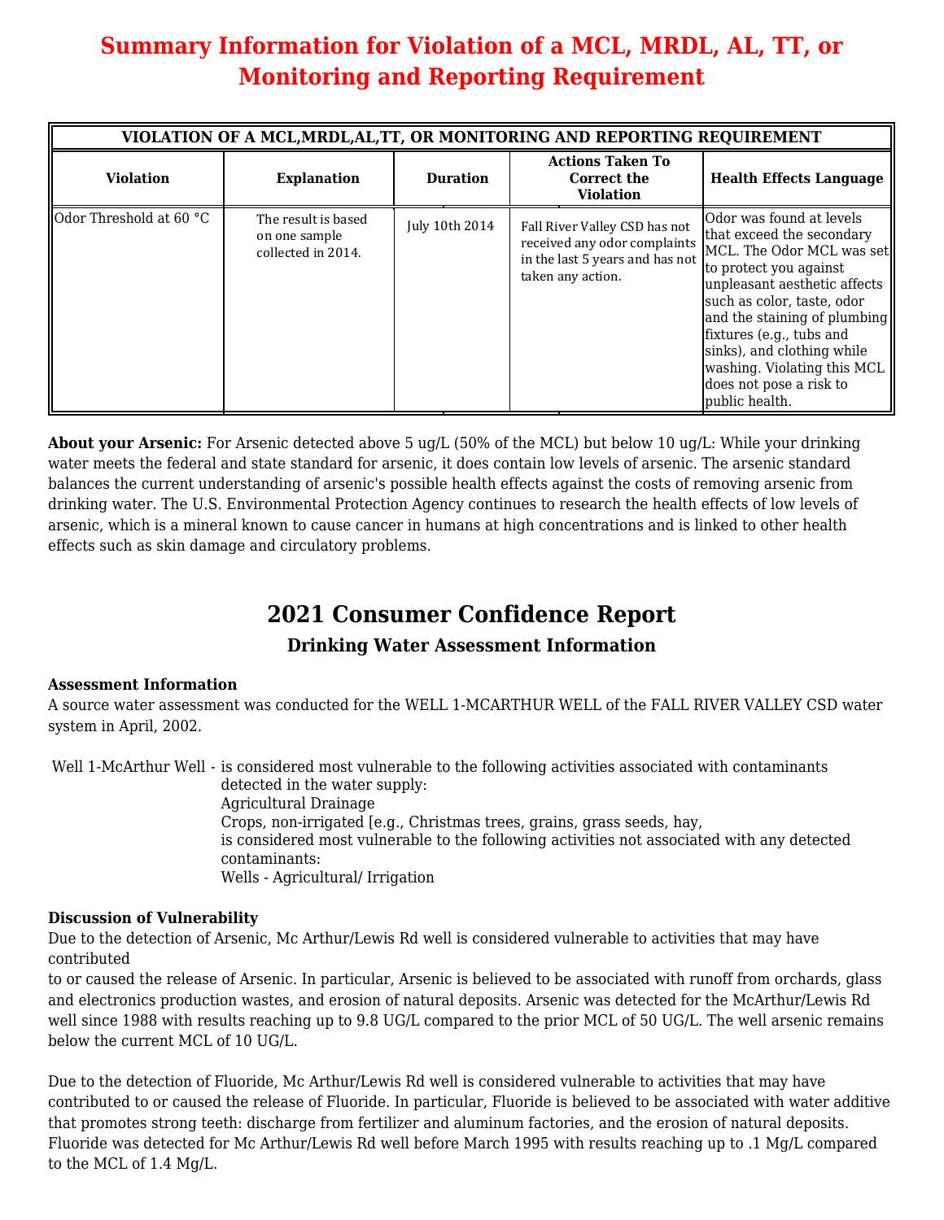# Summary Information for Violation of a MCL, MRDL, AL, TT, or Monitoring and Reporting Requirement

| VIOLATION OF A MCL,MRDL,AL,TT, OR MONITORING AND REPORTING REQUIREMENT | | | | |
|---|---|---|---|---|
| **Violation** | **Explanation** | **Duration** | **Actions Taken To Correct the Violation** | **Health Effects Language** |
| Odor Threshold at 60 °C | The result is based on one sample collected in 2014. | July 10th 2014 | Fall River Valley CSD has not received any odor complaints in the last 5 years and has not taken any action. | Odor was found at levels that exceed the secondary MCL. The Odor MCL was set to protect you against unpleasant aesthetic affects such as color, taste, odor and the staining of plumbing fixtures (e.g., tubs and sinks), and clothing while washing. Violating this MCL does not pose a risk to public health. |

**About your Arsenic:** For Arsenic detected above 5 ug/L (50% of the MCL) but below 10 ug/L: While your drinking water meets the federal and state standard for arsenic, it does contain low levels of arsenic. The arsenic standard balances the current understanding of arsenic's possible health effects against the costs of removing arsenic from drinking water. The U.S. Environmental Protection Agency continues to research the health effects of low levels of arsenic, which is a mineral known to cause cancer in humans at high concentrations and is linked to other health effects such as skin damage and circulatory problems.

## 2021 Consumer Confidence Report

### Drinking Water Assessment Information

**Assessment Information**

A source water assessment was conducted for the WELL 1-MCARTHUR WELL of the FALL RIVER VALLEY CSD water system in April, 2002.

Well 1-McArthur Well - is considered most vulnerable to the following activities associated with contaminants detected in the water supply:
Agricultural Drainage
Crops, non-irrigated [e.g., Christmas trees, grains, grass seeds, hay,
is considered most vulnerable to the following activities not associated with any detected contaminants:
Wells - Agricultural/ Irrigation

**Discussion of Vulnerability**

Due to the detection of Arsenic, Mc Arthur/Lewis Rd well is considered vulnerable to activities that may have contributed to or caused the release of Arsenic. In particular, Arsenic is believed to be associated with runoff from orchards, glass and electronics production wastes, and erosion of natural deposits. Arsenic was detected for the McArthur/Lewis Rd well since 1988 with results reaching up to 9.8 UG/L compared to the prior MCL of 50 UG/L. The well arsenic remains below the current MCL of 10 UG/L.

Due to the detection of Fluoride, Mc Arthur/Lewis Rd well is considered vulnerable to activities that may have contributed to or caused the release of Fluoride. In particular, Fluoride is believed to be associated with water additive that promotes strong teeth: discharge from fertilizer and aluminum factories, and the erosion of natural deposits. Fluoride was detected for Mc Arthur/Lewis Rd well before March 1995 with results reaching up to .1 Mg/L compared to the MCL of 1.4 Mg/L.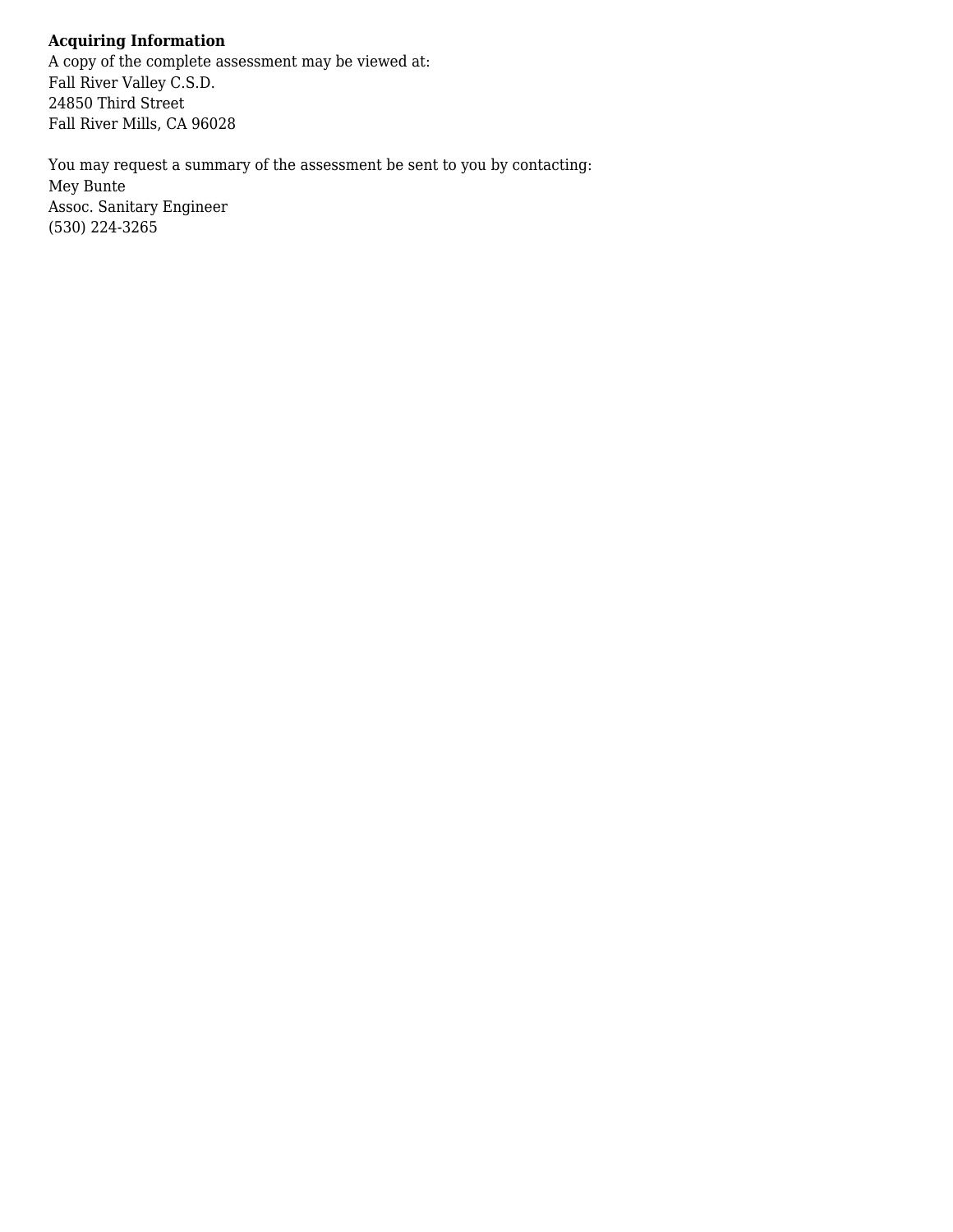**Acquiring Information**

A copy of the complete assessment may be viewed at:
Fall River Valley C.S.D.
24850 Third Street
Fall River Mills, CA 96028

You may request a summary of the assessment be sent to you by contacting:
Mey Bunte
Assoc. Sanitary Engineer
(530) 224-3265